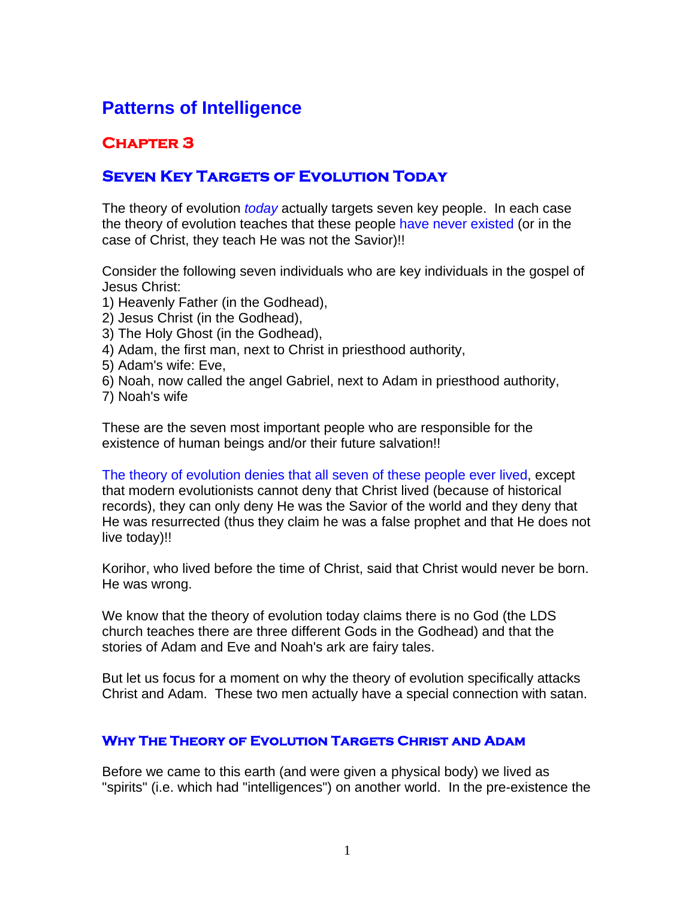# Patterns of Intelligence

## Chapter 3

## Seven Key Targets of Evolution Today

The theory of evolution *today* actually targets seven key people. In each case the theory of evolution teaches that these people have never existed (or in the case of Christ, they teach He was not the Savior)!!

Consider the following seven individuals who are key individuals in the gospel of Jesus Christ:
1) Heavenly Father (in the Godhead),
2) Jesus Christ (in the Godhead),
3) The Holy Ghost (in the Godhead),
4) Adam, the first man, next to Christ in priesthood authority,
5) Adam's wife: Eve,
6) Noah, now called the angel Gabriel, next to Adam in priesthood authority,
7) Noah's wife

These are the seven most important people who are responsible for the existence of human beings and/or their future salvation!!

The theory of evolution denies that all seven of these people ever lived, except that modern evolutionists cannot deny that Christ lived (because of historical records), they can only deny He was the Savior of the world and they deny that He was resurrected (thus they claim he was a false prophet and that He does not live today)!!

Korihor, who lived before the time of Christ, said that Christ would never be born. He was wrong.

We know that the theory of evolution today claims there is no God (the LDS church teaches there are three different Gods in the Godhead) and that the stories of Adam and Eve and Noah's ark are fairy tales.

But let us focus for a moment on why the theory of evolution specifically attacks Christ and Adam. These two men actually have a special connection with satan.

### Why The Theory of Evolution Targets Christ and Adam

Before we came to this earth (and were given a physical body) we lived as "spirits" (i.e. which had "intelligences") on another world. In the pre-existence the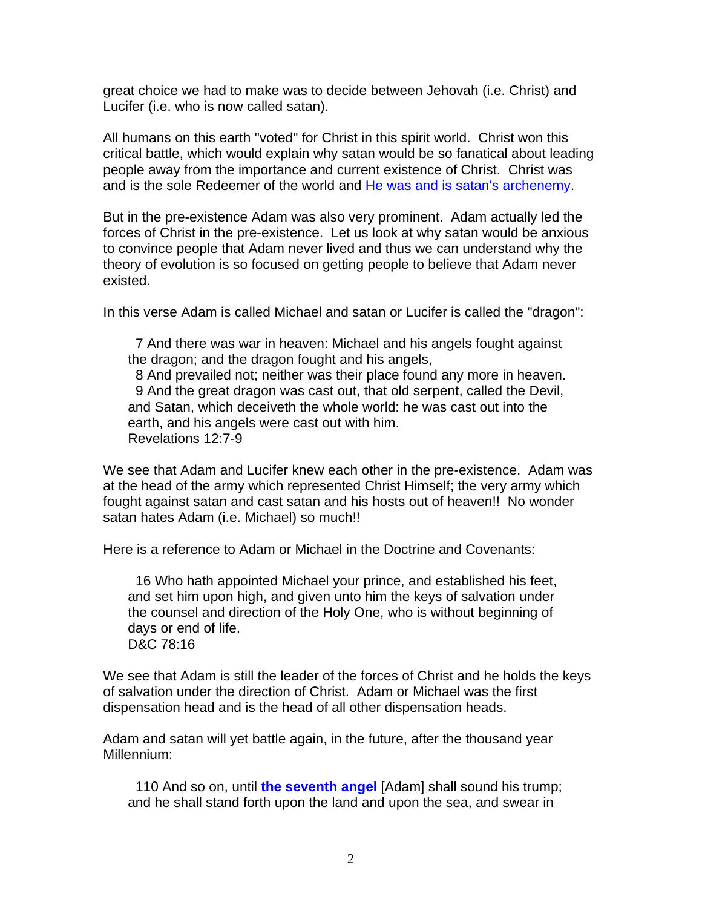great choice we had to make was to decide between Jehovah (i.e. Christ) and Lucifer (i.e. who is now called satan).

All humans on this earth "voted" for Christ in this spirit world. Christ won this critical battle, which would explain why satan would be so fanatical about leading people away from the importance and current existence of Christ. Christ was and is the sole Redeemer of the world and He was and is satan's archenemy.

But in the pre-existence Adam was also very prominent. Adam actually led the forces of Christ in the pre-existence. Let us look at why satan would be anxious to convince people that Adam never lived and thus we can understand why the theory of evolution is so focused on getting people to believe that Adam never existed.

In this verse Adam is called Michael and satan or Lucifer is called the "dragon":

> 7 And there was war in heaven: Michael and his angels fought against the dragon; and the dragon fought and his angels,
> 8 And prevailed not; neither was their place found any more in heaven.
> 9 And the great dragon was cast out, that old serpent, called the Devil, and Satan, which deceiveth the whole world: he was cast out into the earth, and his angels were cast out with him.
> Revelations 12:7-9

We see that Adam and Lucifer knew each other in the pre-existence. Adam was at the head of the army which represented Christ Himself; the very army which fought against satan and cast satan and his hosts out of heaven!! No wonder satan hates Adam (i.e. Michael) so much!!

Here is a reference to Adam or Michael in the Doctrine and Covenants:

> 16 Who hath appointed Michael your prince, and established his feet, and set him upon high, and given unto him the keys of salvation under the counsel and direction of the Holy One, who is without beginning of days or end of life.
> D&C 78:16

We see that Adam is still the leader of the forces of Christ and he holds the keys of salvation under the direction of Christ. Adam or Michael was the first dispensation head and is the head of all other dispensation heads.

Adam and satan will yet battle again, in the future, after the thousand year Millennium:

> 110 And so on, until **the seventh angel** [Adam] shall sound his trump; and he shall stand forth upon the land and upon the sea, and swear in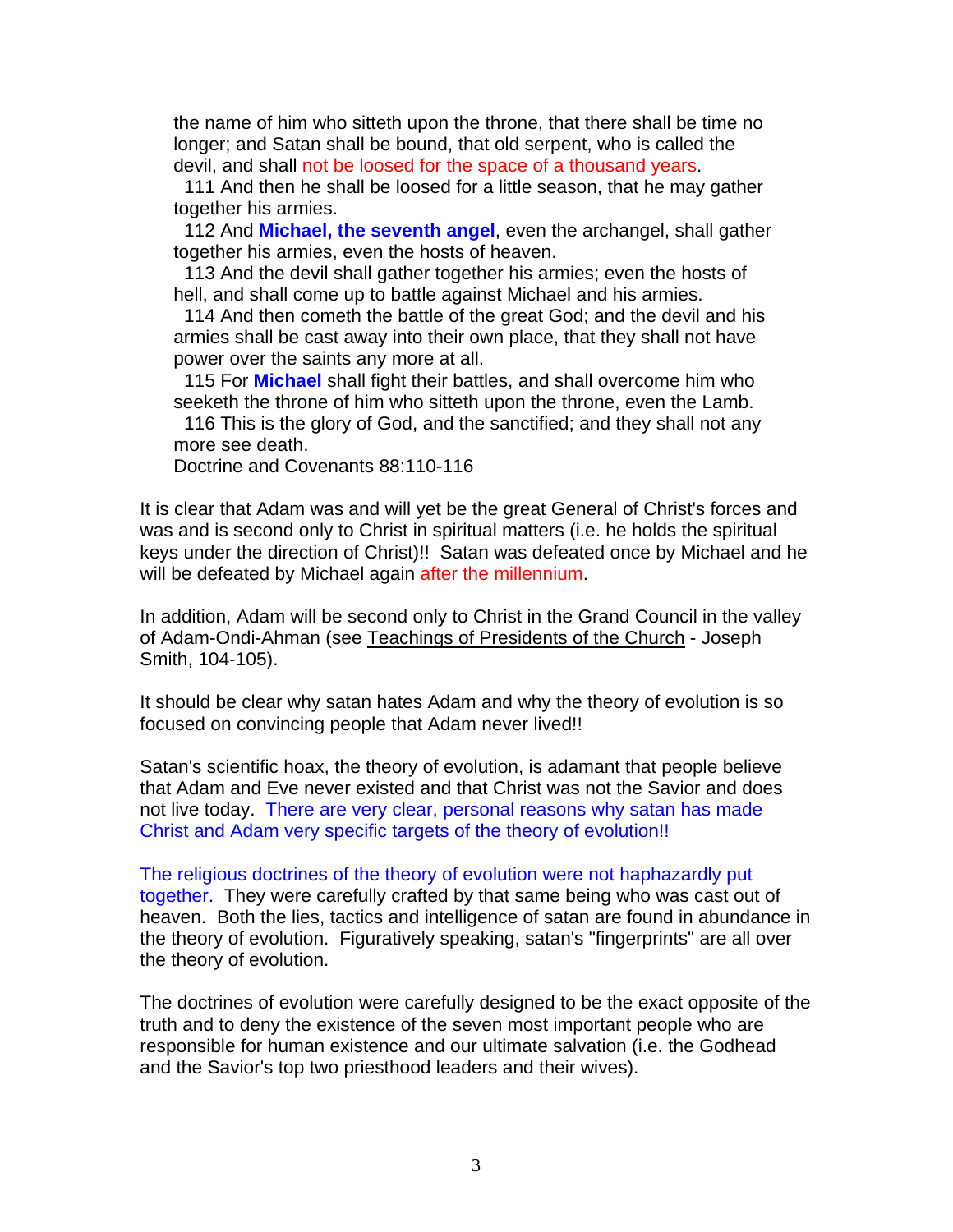> the name of him who sitteth upon the throne, that there shall be time no longer; and Satan shall be bound, that old serpent, who is called the devil, and shall not be loosed for the space of a thousand years.
>
> 111 And then he shall be loosed for a little season, that he may gather together his armies.
>
> 112 And **Michael, the seventh angel**, even the archangel, shall gather together his armies, even the hosts of heaven.
>
> 113 And the devil shall gather together his armies; even the hosts of hell, and shall come up to battle against Michael and his armies.
>
> 114 And then cometh the battle of the great God; and the devil and his armies shall be cast away into their own place, that they shall not have power over the saints any more at all.
>
> 115 For **Michael** shall fight their battles, and shall overcome him who seeketh the throne of him who sitteth upon the throne, even the Lamb.
>
> 116 This is the glory of God, and the sanctified; and they shall not any more see death.
>
> Doctrine and Covenants 88:110-116

It is clear that Adam was and will yet be the great General of Christ's forces and was and is second only to Christ in spiritual matters (i.e. he holds the spiritual keys under the direction of Christ)!! Satan was defeated once by Michael and he will be defeated by Michael again after the millennium.

In addition, Adam will be second only to Christ in the Grand Council in the valley of Adam-Ondi-Ahman (see Teachings of Presidents of the Church - Joseph Smith, 104-105).

It should be clear why satan hates Adam and why the theory of evolution is so focused on convincing people that Adam never lived!!

Satan's scientific hoax, the theory of evolution, is adamant that people believe that Adam and Eve never existed and that Christ was not the Savior and does not live today. There are very clear, personal reasons why satan has made Christ and Adam very specific targets of the theory of evolution!!

The religious doctrines of the theory of evolution were not haphazardly put together. They were carefully crafted by that same being who was cast out of heaven. Both the lies, tactics and intelligence of satan are found in abundance in the theory of evolution. Figuratively speaking, satan's "fingerprints" are all over the theory of evolution.

The doctrines of evolution were carefully designed to be the exact opposite of the truth and to deny the existence of the seven most important people who are responsible for human existence and our ultimate salvation (i.e. the Godhead and the Savior's top two priesthood leaders and their wives).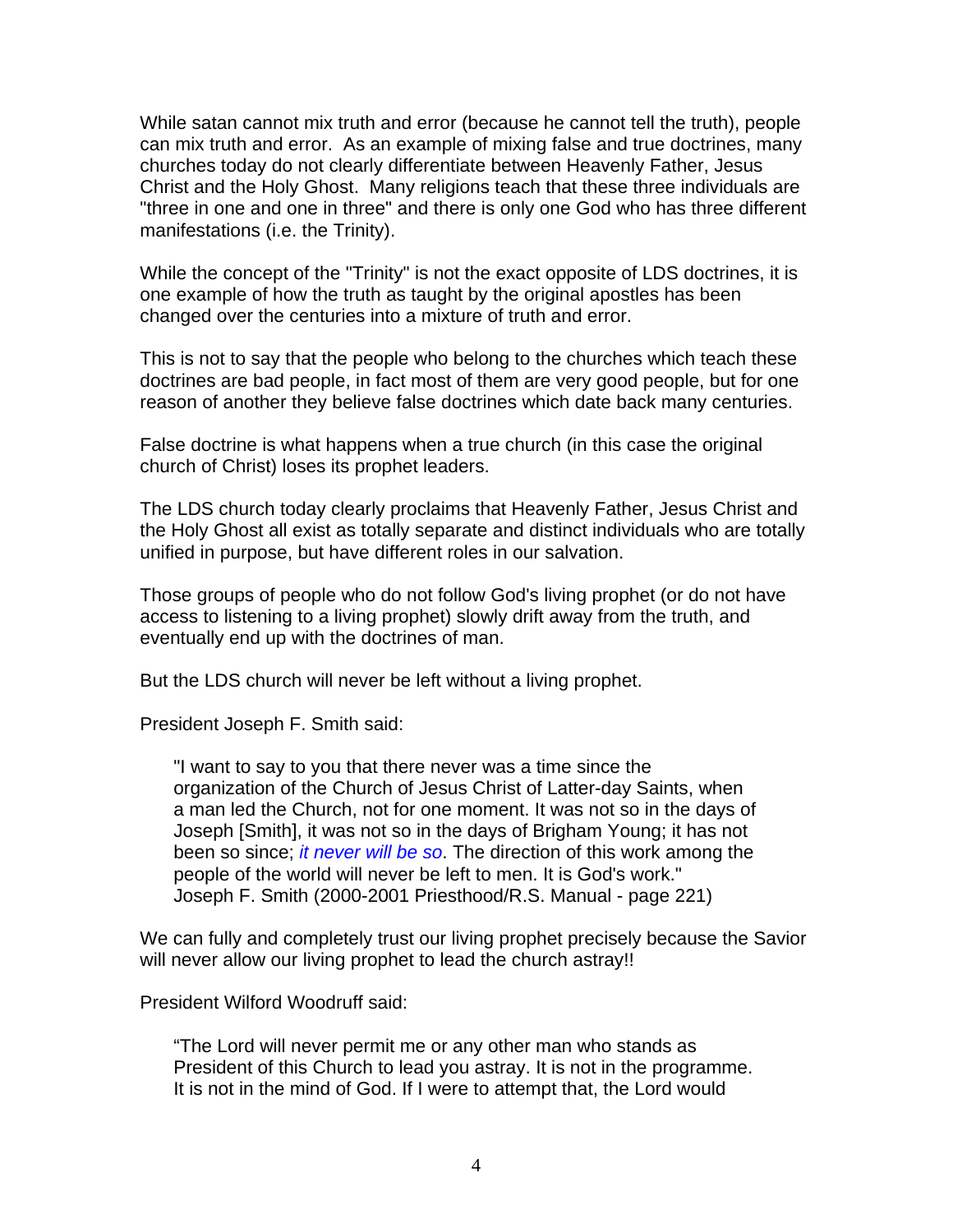While satan cannot mix truth and error (because he cannot tell the truth), people can mix truth and error. As an example of mixing false and true doctrines, many churches today do not clearly differentiate between Heavenly Father, Jesus Christ and the Holy Ghost. Many religions teach that these three individuals are "three in one and one in three" and there is only one God who has three different manifestations (i.e. the Trinity).

While the concept of the "Trinity" is not the exact opposite of LDS doctrines, it is one example of how the truth as taught by the original apostles has been changed over the centuries into a mixture of truth and error.

This is not to say that the people who belong to the churches which teach these doctrines are bad people, in fact most of them are very good people, but for one reason of another they believe false doctrines which date back many centuries.

False doctrine is what happens when a true church (in this case the original church of Christ) loses its prophet leaders.

The LDS church today clearly proclaims that Heavenly Father, Jesus Christ and the Holy Ghost all exist as totally separate and distinct individuals who are totally unified in purpose, but have different roles in our salvation.

Those groups of people who do not follow God's living prophet (or do not have access to listening to a living prophet) slowly drift away from the truth, and eventually end up with the doctrines of man.

But the LDS church will never be left without a living prophet.

President Joseph F. Smith said:

> "I want to say to you that there never was a time since the organization of the Church of Jesus Christ of Latter-day Saints, when a man led the Church, not for one moment. It was not so in the days of Joseph [Smith], it was not so in the days of Brigham Young; it has not been so since; *it never will be so*. The direction of this work among the people of the world will never be left to men. It is God's work."
> Joseph F. Smith (2000-2001 Priesthood/R.S. Manual - page 221)

We can fully and completely trust our living prophet precisely because the Savior will never allow our living prophet to lead the church astray!!

President Wilford Woodruff said:

> "The Lord will never permit me or any other man who stands as President of this Church to lead you astray. It is not in the programme. It is not in the mind of God. If I were to attempt that, the Lord would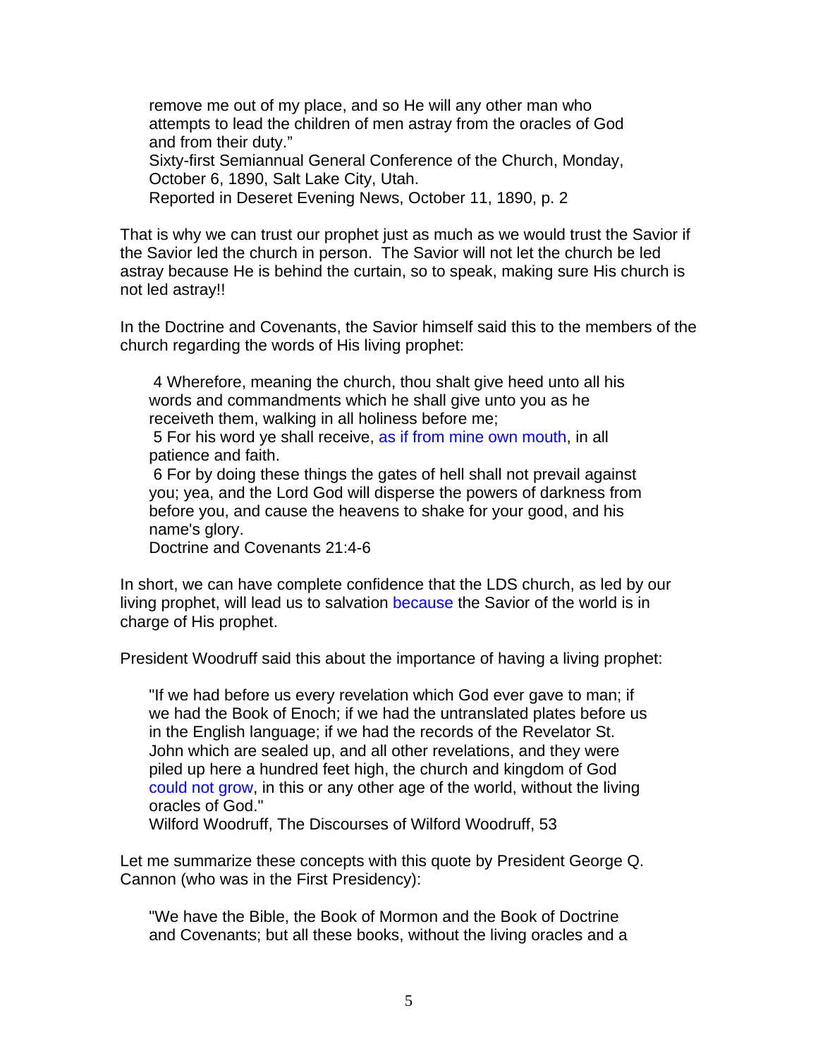> remove me out of my place, and so He will any other man who attempts to lead the children of men astray from the oracles of God and from their duty."
> Sixty-first Semiannual General Conference of the Church, Monday, October 6, 1890, Salt Lake City, Utah.
> Reported in Deseret Evening News, October 11, 1890, p. 2

That is why we can trust our prophet just as much as we would trust the Savior if the Savior led the church in person. The Savior will not let the church be led astray because He is behind the curtain, so to speak, making sure His church is not led astray!!

In the Doctrine and Covenants, the Savior himself said this to the members of the church regarding the words of His living prophet:

> 4 Wherefore, meaning the church, thou shalt give heed unto all his words and commandments which he shall give unto you as he receiveth them, walking in all holiness before me;
> 5 For his word ye shall receive, as if from mine own mouth, in all patience and faith.
> 6 For by doing these things the gates of hell shall not prevail against you; yea, and the Lord God will disperse the powers of darkness from before you, and cause the heavens to shake for your good, and his name's glory.
> Doctrine and Covenants 21:4-6

In short, we can have complete confidence that the LDS church, as led by our living prophet, will lead us to salvation because the Savior of the world is in charge of His prophet.

President Woodruff said this about the importance of having a living prophet:

> "If we had before us every revelation which God ever gave to man; if we had the Book of Enoch; if we had the untranslated plates before us in the English language; if we had the records of the Revelator St. John which are sealed up, and all other revelations, and they were piled up here a hundred feet high, the church and kingdom of God could not grow, in this or any other age of the world, without the living oracles of God."
> Wilford Woodruff, The Discourses of Wilford Woodruff, 53

Let me summarize these concepts with this quote by President George Q. Cannon (who was in the First Presidency):

> "We have the Bible, the Book of Mormon and the Book of Doctrine and Covenants; but all these books, without the living oracles and a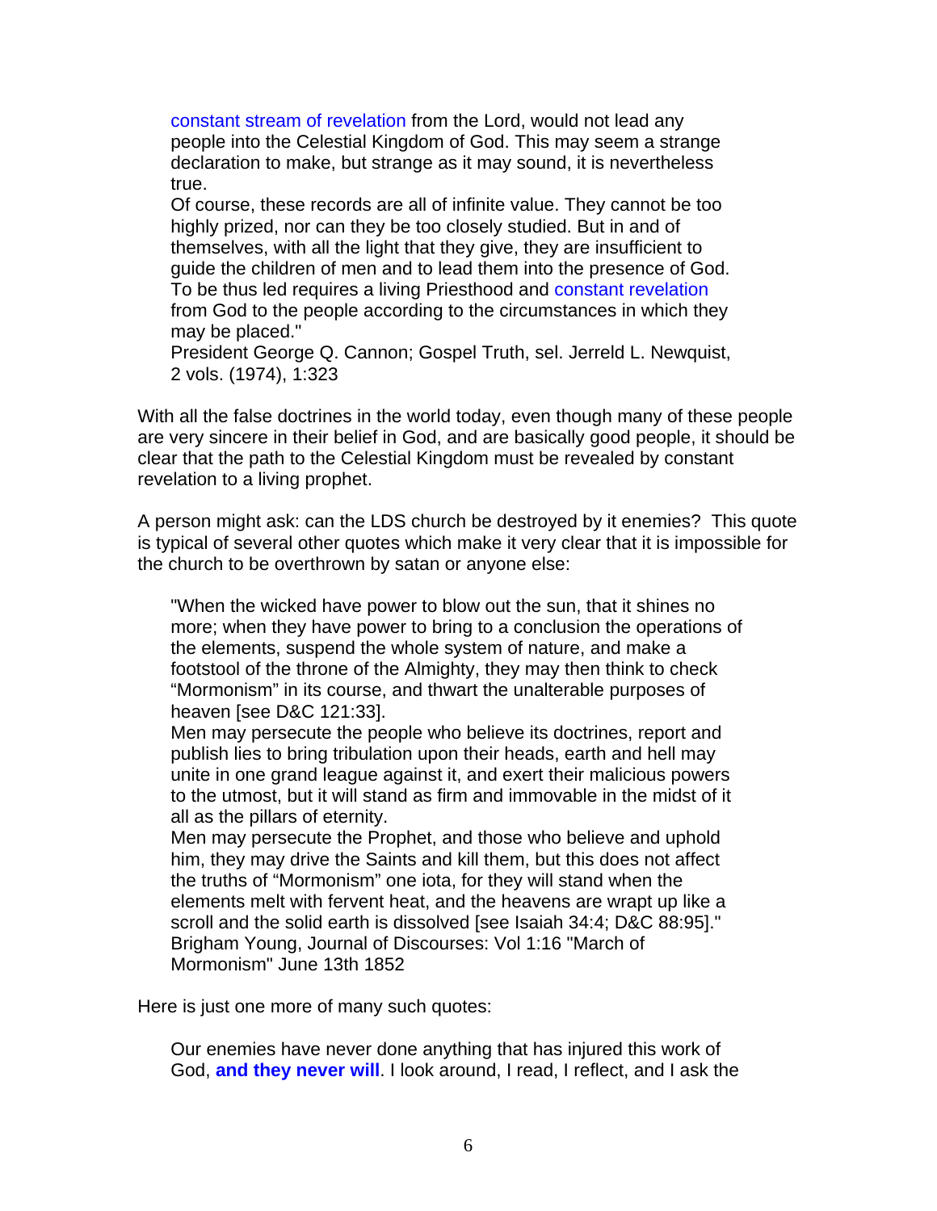> constant stream of revelation from the Lord, would not lead any people into the Celestial Kingdom of God. This may seem a strange declaration to make, but strange as it may sound, it is nevertheless true.
>
> Of course, these records are all of infinite value. They cannot be too highly prized, nor can they be too closely studied. But in and of themselves, with all the light that they give, they are insufficient to guide the children of men and to lead them into the presence of God. To be thus led requires a living Priesthood and constant revelation from God to the people according to the circumstances in which they may be placed."
>
> President George Q. Cannon; Gospel Truth, sel. Jerreld L. Newquist, 2 vols. (1974), 1:323

With all the false doctrines in the world today, even though many of these people are very sincere in their belief in God, and are basically good people, it should be clear that the path to the Celestial Kingdom must be revealed by constant revelation to a living prophet.

A person might ask: can the LDS church be destroyed by it enemies? This quote is typical of several other quotes which make it very clear that it is impossible for the church to be overthrown by satan or anyone else:

> "When the wicked have power to blow out the sun, that it shines no more; when they have power to bring to a conclusion the operations of the elements, suspend the whole system of nature, and make a footstool of the throne of the Almighty, they may then think to check "Mormonism" in its course, and thwart the unalterable purposes of heaven [see D&C 121:33].
>
> Men may persecute the people who believe its doctrines, report and publish lies to bring tribulation upon their heads, earth and hell may unite in one grand league against it, and exert their malicious powers to the utmost, but it will stand as firm and immovable in the midst of it all as the pillars of eternity.
>
> Men may persecute the Prophet, and those who believe and uphold him, they may drive the Saints and kill them, but this does not affect the truths of "Mormonism" one iota, for they will stand when the elements melt with fervent heat, and the heavens are wrapt up like a scroll and the solid earth is dissolved [see Isaiah 34:4; D&C 88:95]."
>
> Brigham Young, Journal of Discourses: Vol 1:16 "March of Mormonism" June 13th 1852

Here is just one more of many such quotes:

> Our enemies have never done anything that has injured this work of God, **and they never will**. I look around, I read, I reflect, and I ask the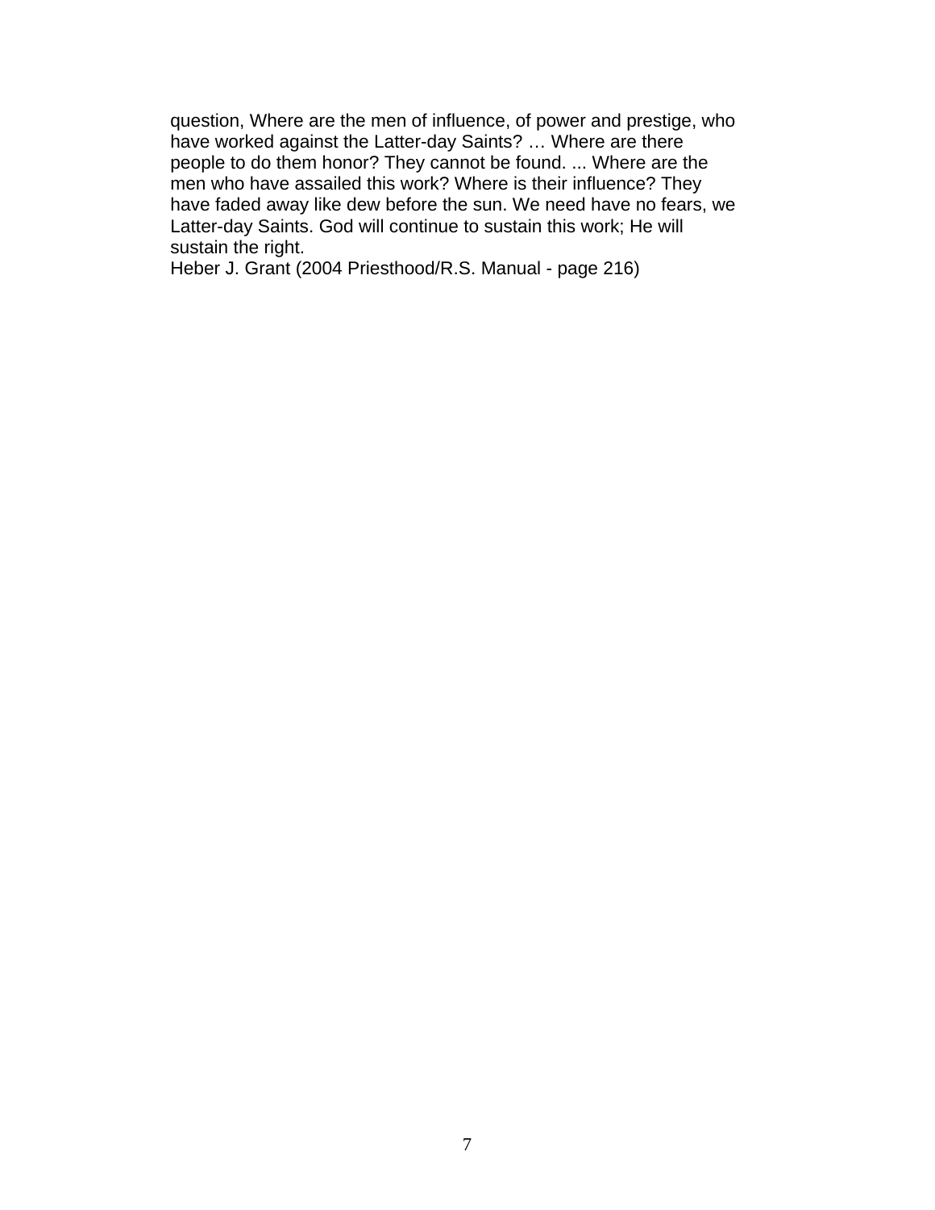question, Where are the men of influence, of power and prestige, who have worked against the Latter-day Saints? … Where are there people to do them honor? They cannot be found. ... Where are the men who have assailed this work? Where is their influence? They have faded away like dew before the sun. We need have no fears, we Latter-day Saints. God will continue to sustain this work; He will sustain the right.
Heber J. Grant (2004 Priesthood/R.S. Manual - page 216)